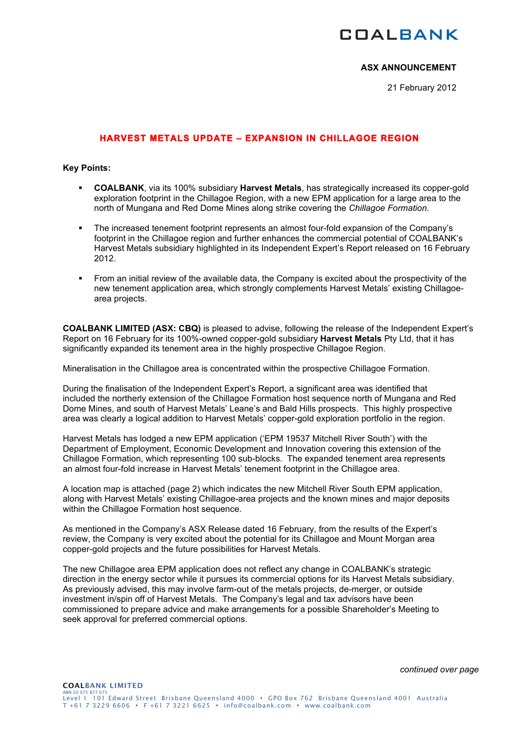COALBANK

**ASX ANNOUNCEMENT**

21 February 2012

## HARVEST METALS UPDATE – EXPANSION IN CHILLAGOE REGION

**Key Points:**

- **COALBANK**, via its 100% subsidiary **Harvest Metals**, has strategically increased its copper-gold exploration footprint in the Chillagoe Region, with a new EPM application for a large area to the north of Mungana and Red Dome Mines along strike covering the *Chillagoe Formation.*
- The increased tenement footprint represents an almost four-fold expansion of the Company's footprint in the Chillagoe region and further enhances the commercial potential of COALBANK's Harvest Metals subsidiary highlighted in its Independent Expert's Report released on 16 February 2012.
- From an initial review of the available data, the Company is excited about the prospectivity of the new tenement application area, which strongly complements Harvest Metals' existing Chillagoe-area projects.

**COALBANK LIMITED (ASX: CBQ)** is pleased to advise, following the release of the Independent Expert's Report on 16 February for its 100%-owned copper-gold subsidiary **Harvest Metals** Pty Ltd, that it has significantly expanded its tenement area in the highly prospective Chillagoe Region.

Mineralisation in the Chillagoe area is concentrated within the prospective Chillagoe Formation.

During the finalisation of the Independent Expert's Report, a significant area was identified that included the northerly extension of the Chillagoe Formation host sequence north of Mungana and Red Dome Mines, and south of Harvest Metals' Leane's and Bald Hills prospects. This highly prospective area was clearly a logical addition to Harvest Metals' copper-gold exploration portfolio in the region.

Harvest Metals has lodged a new EPM application ('EPM 19537 Mitchell River South') with the Department of Employment, Economic Development and Innovation covering this extension of the Chillagoe Formation, which representing 100 sub-blocks. The expanded tenement area represents an almost four-fold increase in Harvest Metals' tenement footprint in the Chillagoe area.

A location map is attached (page 2) which indicates the new Mitchell River South EPM application, along with Harvest Metals' existing Chillagoe-area projects and the known mines and major deposits within the Chillagoe Formation host sequence.

As mentioned in the Company's ASX Release dated 16 February, from the results of the Expert's review, the Company is very excited about the potential for its Chillagoe and Mount Morgan area copper-gold projects and the future possibilities for Harvest Metals.

The new Chillagoe area EPM application does not reflect any change in COALBANK's strategic direction in the energy sector while it pursues its commercial options for its Harvest Metals subsidiary. As previously advised, this may involve farm-out of the metals projects, de-merger, or outside investment in/spin off of Harvest Metals. The Company's legal and tax advisors have been commissioned to prepare advice and make arrangements for a possible Shareholder's Meeting to seek approval for preferred commercial options.

*continued over page*

**COALBANK LIMITED**
ABN 20 075 877 075
Level 1 101 Edward Street Brisbane Queensland 4000 • GPO Box 762 Brisbane Queensland 4001 Australia
T +61 7 3229 6606 • F +61 7 3221 6625 • info@coalbank.com • www.coalbank.com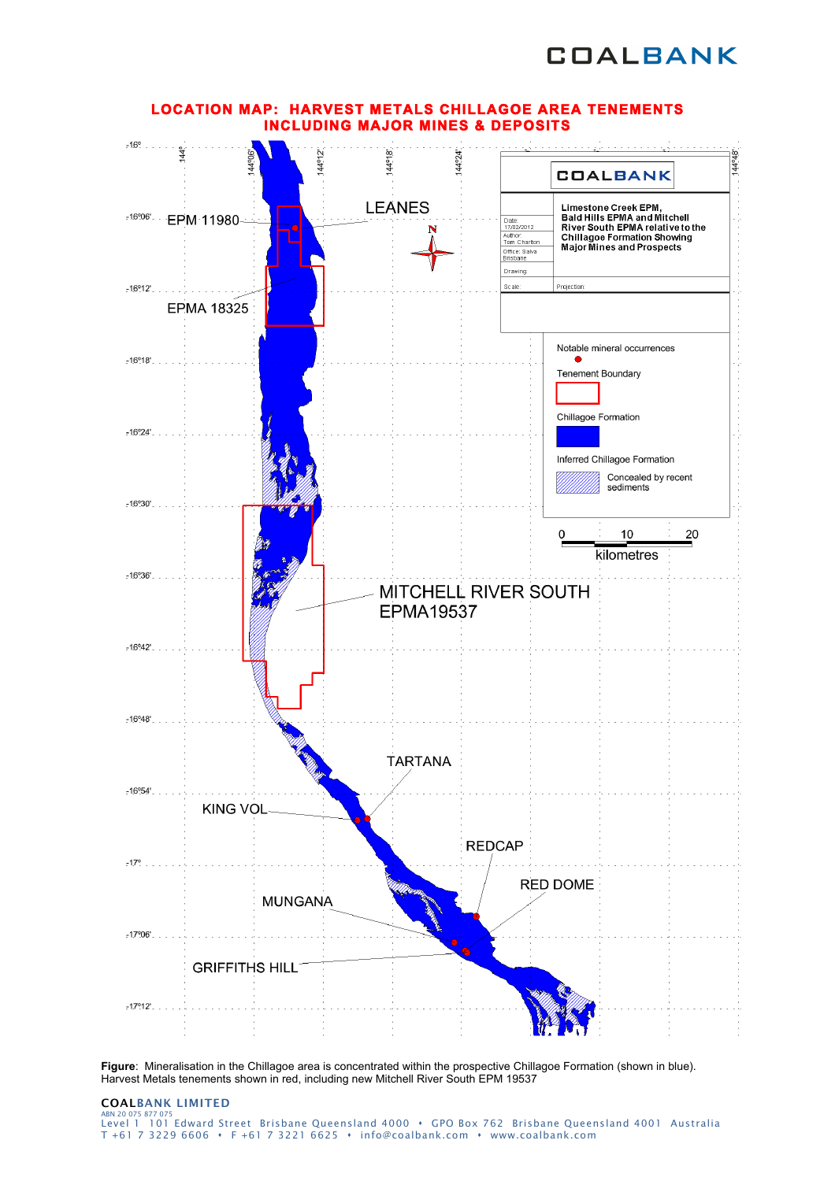# LOCATION MAP: HARVEST METALS CHILLAGOE AREA TENEMENTS INCLUDING MAJOR MINES & DEPOSITS

LEANES

EPM 11980

EPMA 18325

MITCHELL RIVER SOUTH EPMA19537

TARTANA

KING VOL

REDCAP

RED DOME

MUNGANA

GRIFFITHS HILL

Limestone Creek EPM, Bald Hills EPMA and Mitchell River South EPMA relative to the Chillagoe Formation Showing Major Mines and Prospects

Date: 17/02/2012
Author: Tom Charlton
Office: Salva Brisbane
Drawing:
Scale:
Projection:

Notable mineral occurrences

Tenement Boundary

Chillagoe Formation

Inferred Chillagoe Formation

Concealed by recent sediments

0 10 20 kilometres

**Figure**: Mineralisation in the Chillagoe area is concentrated within the prospective Chillagoe Formation (shown in blue). Harvest Metals tenements shown in red, including new Mitchell River South EPM 19537

COALBANK LIMITED
ABN 20 075 877 075
Level 1 101 Edward Street Brisbane Queensland 4000 • GPO Box 762 Brisbane Queensland 4001 Australia
T +61 7 3229 6606 • F +61 7 3221 6625 • info@coalbank.com • www.coalbank.com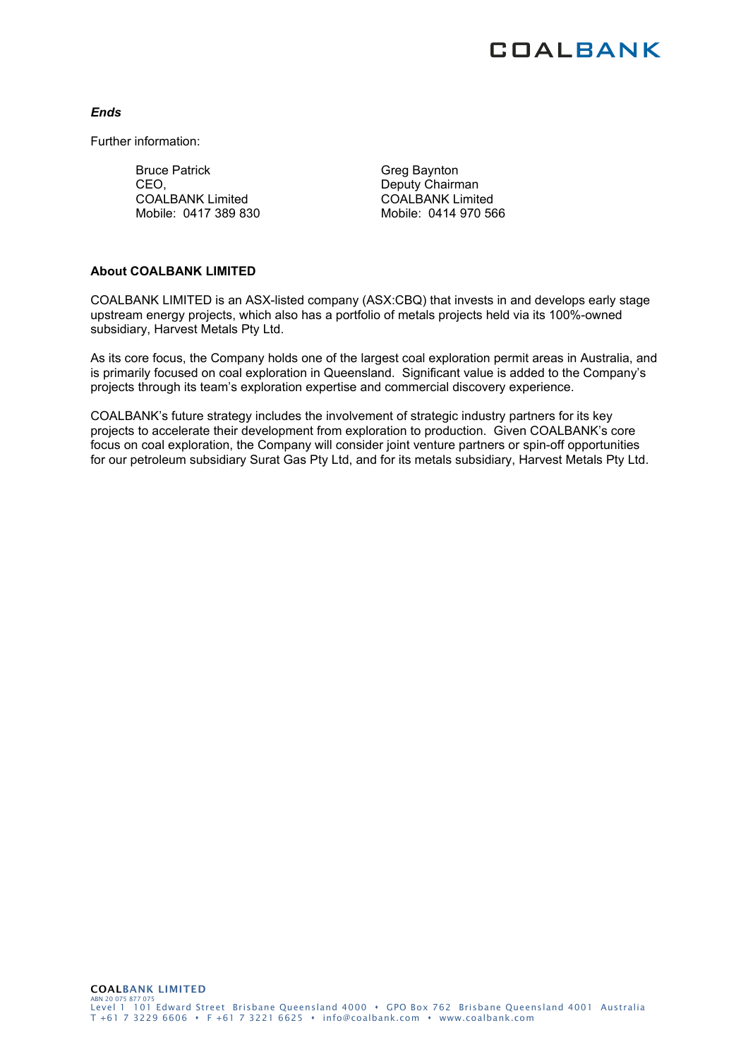***Ends***

Further information:

| | |
|---|---|
| Bruce Patrick<br>CEO,<br>COALBANK Limited<br>Mobile: 0417 389 830 | Greg Baynton<br>Deputy Chairman<br>COALBANK Limited<br>Mobile: 0414 970 566 |

**About COALBANK LIMITED**

COALBANK LIMITED is an ASX-listed company (ASX:CBQ) that invests in and develops early stage upstream energy projects, which also has a portfolio of metals projects held via its 100%-owned subsidiary, Harvest Metals Pty Ltd.

As its core focus, the Company holds one of the largest coal exploration permit areas in Australia, and is primarily focused on coal exploration in Queensland. Significant value is added to the Company's projects through its team's exploration expertise and commercial discovery experience.

COALBANK's future strategy includes the involvement of strategic industry partners for its key projects to accelerate their development from exploration to production. Given COALBANK's core focus on coal exploration, the Company will consider joint venture partners or spin-off opportunities for our petroleum subsidiary Surat Gas Pty Ltd, and for its metals subsidiary, Harvest Metals Pty Ltd.